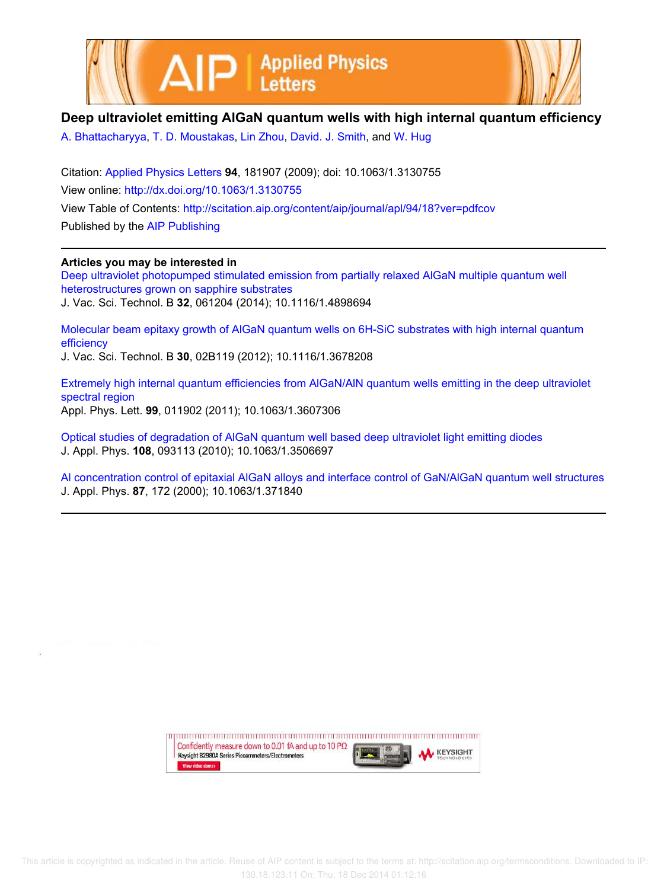# Deep ultraviolet emitting AlGaN quantum wells with high internal quantum efficiency

A. Bhattacharyya, T. D. Moustakas, Lin Zhou, David. J. Smith, and W. Hug

Citation: Applied Physics Letters **94**, 181907 (2009); doi: 10.1063/1.3130755

View online: http://dx.doi.org/10.1063/1.3130755

View Table of Contents: http://scitation.aip.org/content/aip/journal/apl/94/18?ver=pdfcov

Published by the AIP Publishing

---

**Articles you may be interested in**

Deep ultraviolet photopumped stimulated emission from partially relaxed AlGaN multiple quantum well heterostructures grown on sapphire substrates
J. Vac. Sci. Technol. B **32**, 061204 (2014); 10.1116/1.4898694

Molecular beam epitaxy growth of AlGaN quantum wells on 6H-SiC substrates with high internal quantum efficiency
J. Vac. Sci. Technol. B **30**, 02B119 (2012); 10.1116/1.3678208

Extremely high internal quantum efficiencies from AlGaN/AlN quantum wells emitting in the deep ultraviolet spectral region
Appl. Phys. Lett. **99**, 011902 (2011); 10.1063/1.3607306

Optical studies of degradation of AlGaN quantum well based deep ultraviolet light emitting diodes
J. Appl. Phys. **108**, 093113 (2010); 10.1063/1.3506697

Al concentration control of epitaxial AlGaN alloys and interface control of GaN/AlGaN quantum well structures
J. Appl. Phys. **87**, 172 (2000); 10.1063/1.371840

---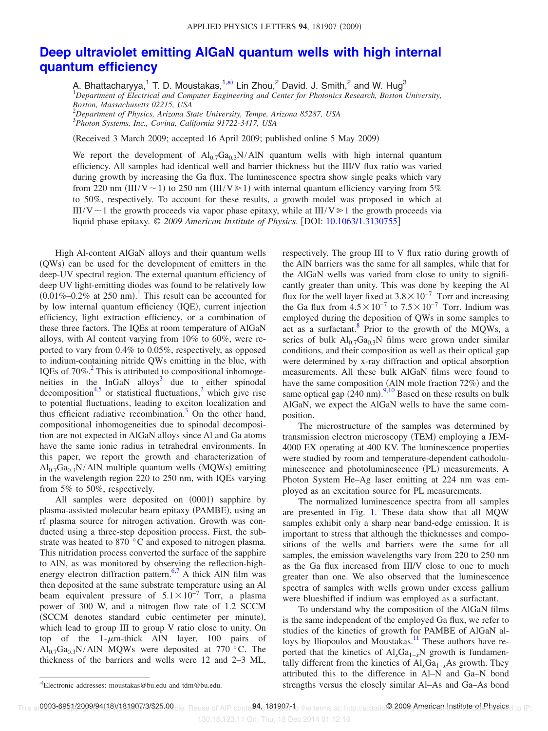# Deep ultraviolet emitting AlGaN quantum wells with high internal quantum efficiency

A. Bhattacharyya,[1] T. D. Moustakas,[1,a)] Lin Zhou,[2] David. J. Smith,[2] and W. Hug[3]

[1]*Department of Electrical and Computer Engineering and Center for Photonics Research, Boston University, Boston, Massachusetts 02215, USA*
[2]*Department of Physics, Arizona State University, Tempe, Arizona 85287, USA*
[3]*Photon Systems, Inc., Covina, California 91722-3417, USA*

(Received 3 March 2009; accepted 16 April 2009; published online 5 May 2009)

We report the development of $Al_{0.7}Ga_{0.3}N/AlN$ quantum wells with high internal quantum efficiency. All samples had identical well and barrier thickness but the III/V flux ratio was varied during growth by increasing the Ga flux. The luminescence spectra show single peaks which vary from 220 nm (III/V ~ 1) to 250 nm (III/V ≫ 1) with internal quantum efficiency varying from 5% to 50%, respectively. To account for these results, a growth model was proposed in which at III/V ~ 1 the growth proceeds via vapor phase epitaxy, while at III/V ≫ 1 the growth proceeds via liquid phase epitaxy. *© 2009 American Institute of Physics*. [DOI: 10.1063/1.3130755]

High Al-content AlGaN alloys and their quantum wells (QWs) can be used for the development of emitters in the deep-UV spectral region. The external quantum efficiency of deep UV light-emitting diodes was found to be relatively low (0.01%–0.2% at 250 nm).[1] This result can be accounted for by low internal quantum efficiency (IQE), current injection efficiency, light extraction efficiency, or a combination of these three factors. The IQEs at room temperature of AlGaN alloys, with Al content varying from 10% to 60%, were reported to vary from 0.4% to 0.05%, respectively, as opposed to indium-containing nitride QWs emitting in the blue, with IQEs of 70%.[2] This is attributed to compositional inhomogeneities in the InGaN alloys[3] due to either spinodal decomposition[4,5] or statistical fluctuations,[2] which give rise to potential fluctuations, leading to exciton localization and thus efficient radiative recombination.[3] On the other hand, compositional inhomogeneities due to spinodal decomposition are not expected in AlGaN alloys since Al and Ga atoms have the same ionic radius in tetrahedral environments. In this paper, we report the growth and characterization of $Al_{0.7}Ga_{0.3}N/AlN$ multiple quantum wells (MQWs) emitting in the wavelength region 220 to 250 nm, with IQEs varying from 5% to 50%, respectively.

All samples were deposited on (0001) sapphire by plasma-assisted molecular beam epitaxy (PAMBE), using an rf plasma source for nitrogen activation. Growth was conducted using a three-step deposition process. First, the substrate was heated to 870 °C and exposed to nitrogen plasma. This nitridation process converted the surface of the sapphire to AlN, as was monitored by observing the reflection-high-energy electron diffraction pattern.[6,7] A thick AlN film was then deposited at the same substrate temperature using an Al beam equivalent pressure of $5.1 \times 10^{-7}$ Torr, a plasma power of 300 W, and a nitrogen flow rate of 1.2 SCCM (SCCM denotes standard cubic centimeter per minute), which lead to group III to group V ratio close to unity. On top of the 1-$\mu$m-thick AlN layer, 100 pairs of $Al_{0.7}Ga_{0.3}N/AlN$ MQWs were deposited at 770 °C. The thickness of the barriers and wells were 12 and 2–3 ML, respectively. The group III to V flux ratio during growth of the AlN barriers was the same for all samples, while that for the AlGaN wells was varied from close to unity to significantly greater than unity. This was done by keeping the Al flux for the well layer fixed at $3.8 \times 10^{-7}$ Torr and increasing the Ga flux from $4.5 \times 10^{-7}$ to $7.5 \times 10^{-7}$ Torr. Indium was employed during the deposition of QWs in some samples to act as a surfactant.[8] Prior to the growth of the MQWs, a series of bulk $Al_{0.7}Ga_{0.3}N$ films were grown under similar conditions, and their composition as well as their optical gap were determined by x-ray diffraction and optical absorption measurements. All these bulk AlGaN films were found to have the same composition (AlN mole fraction 72%) and the same optical gap (240 nm).[9,10] Based on these results on bulk AlGaN, we expect the AlGaN wells to have the same composition.

The microstructure of the samples was determined by transmission electron microscopy (TEM) employing a JEM-4000 EX operating at 400 KV. The luminescence properties were studied by room and temperature-dependent cathodoluminescence and photoluminescence (PL) measurements. A Photon System He–Ag laser emitting at 224 nm was employed as an excitation source for PL measurements.

The normalized luminescence spectra from all samples are presented in Fig. 1. These data show that all MQW samples exhibit only a sharp near band-edge emission. It is important to stress that although the thicknesses and compositions of the wells and barriers were the same for all samples, the emission wavelengths vary from 220 to 250 nm as the Ga flux increased from III/V close to one to much greater than one. We also observed that the luminescence spectra of samples with wells grown under excess gallium were blueshifted if indium was employed as a surfactant.

To understand why the composition of the AlGaN films is the same independent of the employed Ga flux, we refer to studies of the kinetics of growth for PAMBE of AlGaN alloys by Iliopoulos and Moustakas.[11] These authors have reported that the kinetics of $Al_xGa_{1-x}N$ growth is fundamentally different from the kinetics of $Al_xGa_{1-x}As$ growth. They attributed this to the difference in Al–N and Ga–N bond strengths versus the closely similar Al–As and Ga–As bond

a)Electronic addresses: moustakas@bu.edu and tdm@bu.edu.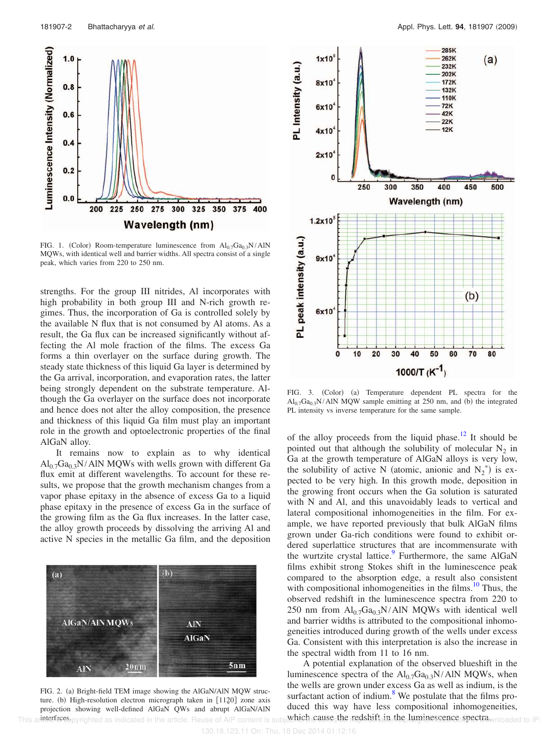FIG. 1. (Color) Room-temperature luminescence from $Al_{0.7}Ga_{0.3}N/AlN$ MQWs, with identical well and barrier widths. All spectra consist of a single peak, which varies from 220 to 250 nm.

strengths. For the group III nitrides, Al incorporates with high probability in both group III and N-rich growth regimes. Thus, the incorporation of Ga is controlled solely by the available N flux that is not consumed by Al atoms. As a result, the Ga flux can be increased significantly without affecting the Al mole fraction of the films. The excess Ga forms a thin overlayer on the surface during growth. The steady state thickness of this liquid Ga layer is determined by the Ga arrival, incorporation, and evaporation rates, the latter being strongly dependent on the substrate temperature. Although the Ga overlayer on the surface does not incorporate and hence does not alter the alloy composition, the presence and thickness of this liquid Ga film must play an important role in the growth and optoelectronic properties of the final AlGaN alloy.

It remains now to explain as to why identical $Al_{0.7}Ga_{0.3}N/AlN$ MQWs with wells grown with different Ga flux emit at different wavelengths. To account for these results, we propose that the growth mechanism changes from a vapor phase epitaxy in the absence of excess Ga to a liquid phase epitaxy in the presence of excess Ga in the surface of the growing film as the Ga flux increases. In the latter case, the alloy growth proceeds by dissolving the arriving Al and active N species in the metallic Ga film, and the deposition of the alloy proceeds from the liquid phase.[12] It should be pointed out that although the solubility of molecular $N_2$ in Ga at the growth temperature of AlGaN alloys is very low, the solubility of active N (atomic, anionic and $N_2^*$) is expected to be very high. In this growth mode, deposition in the growing front occurs when the Ga solution is saturated with N and Al, and this unavoidably leads to vertical and lateral compositional inhomogeneities in the film. For example, we have reported previously that bulk AlGaN films grown under Ga-rich conditions were found to exhibit ordered superlattice structures that are incommensurate with the wurtzite crystal lattice.[9] Furthermore, the same AlGaN films exhibit strong Stokes shift in the luminescence peak compared to the absorption edge, a result also consistent with compositional inhomogeneities in the films.[10] Thus, the observed redshift in the luminescence spectra from 220 to 250 nm from $Al_{0.7}Ga_{0.3}N/AlN$ MQWs with identical well and barrier widths is attributed to the compositional inhomogeneities introduced during growth of the wells under excess Ga. Consistent with this interpretation is also the increase in the spectral width from 11 to 16 nm.

A potential explanation of the observed blueshift in the luminescence spectra of the $Al_{0.7}Ga_{0.3}N/AlN$ MQWs, when the wells are grown under excess Ga as well as indium, is the surfactant action of indium.[8] We postulate that the films produced this way have less compositional inhomogeneities, which cause the redshift in the luminescence spectra.

FIG. 2. (a) Bright-field TEM image showing the AlGaN/AlN MQW structure. (b) High-resolution electron micrograph taken in [11$\bar{2}$0] zone axis projection showing well-defined AlGaN QWs and abrupt AlGaN/AlN interfaces.

FIG. 3. (Color) (a) Temperature dependent PL spectra for the $Al_{0.7}Ga_{0.3}N/AlN$ MQW sample emitting at 250 nm, and (b) the integrated PL intensity vs inverse temperature for the same sample.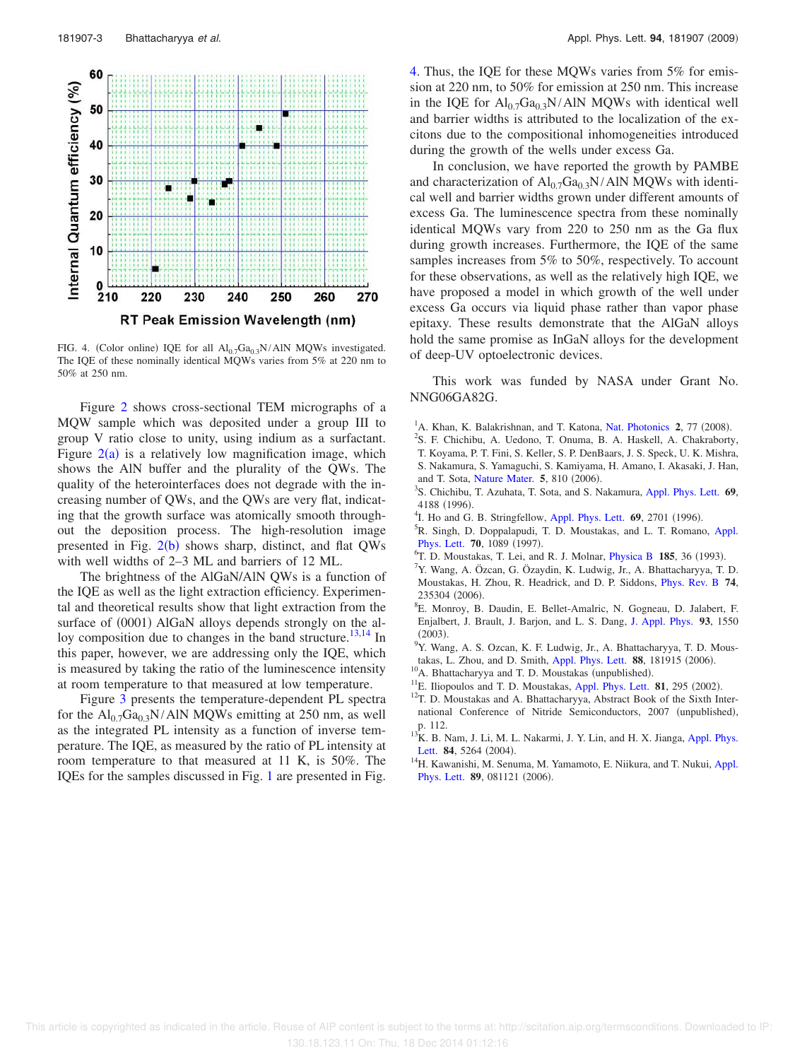60
50
40
30
20
10
0
Internal Quantum efficiency (%)
210 220 230 240 250 260 270
RT Peak Emission Wavelength (nm)

FIG. 4. (Color online) IQE for all $Al_{0.7}Ga_{0.3}N/AlN$ MQWs investigated. The IQE of these nominally identical MQWs varies from 5% at 220 nm to 50% at 250 nm.

Figure 2 shows cross-sectional TEM micrographs of a MQW sample which was deposited under a group III to group V ratio close to unity, using indium as a surfactant. Figure 2(a) is a relatively low magnification image, which shows the AlN buffer and the plurality of the QWs. The quality of the heterointerfaces does not degrade with the increasing number of QWs, and the QWs are very flat, indicating that the growth surface was atomically smooth throughout the deposition process. The high-resolution image presented in Fig. 2(b) shows sharp, distinct, and flat QWs with well widths of 2–3 ML and barriers of 12 ML.

The brightness of the AlGaN/AlN QWs is a function of the IQE as well as the light extraction efficiency. Experimental and theoretical results show that light extraction from the surface of (0001) AlGaN alloys depends strongly on the alloy composition due to changes in the band structure.[13,14] In this paper, however, we are addressing only the IQE, which is measured by taking the ratio of the luminescence intensity at room temperature to that measured at low temperature.

Figure 3 presents the temperature-dependent PL spectra for the $Al_{0.7}Ga_{0.3}N/AlN$ MQWs emitting at 250 nm, as well as the integrated PL intensity as a function of inverse temperature. The IQE, as measured by the ratio of PL intensity at room temperature to that measured at 11 K, is 50%. The IQEs for the samples discussed in Fig. 1 are presented in Fig. 4. Thus, the IQE for these MQWs varies from 5% for emission at 220 nm, to 50% for emission at 250 nm. This increase in the IQE for $Al_{0.7}Ga_{0.3}N/AlN$ MQWs with identical well and barrier widths is attributed to the localization of the excitons due to the compositional inhomogeneities introduced during the growth of the wells under excess Ga.

In conclusion, we have reported the growth by PAMBE and characterization of $Al_{0.7}Ga_{0.3}N/AlN$ MQWs with identical well and barrier widths grown under different amounts of excess Ga. The luminescence spectra from these nominally identical MQWs vary from 220 to 250 nm as the Ga flux during growth increases. Furthermore, the IQE of the same samples increases from 5% to 50%, respectively. To account for these observations, as well as the relatively high IQE, we have proposed a model in which growth of the well under excess Ga occurs via liquid phase rather than vapor phase epitaxy. These results demonstrate that the AlGaN alloys hold the same promise as InGaN alloys for the development of deep-UV optoelectronic devices.

This work was funded by NASA under Grant No. NNG06GA82G.

[1] A. Khan, K. Balakrishnan, and T. Katona, Nat. Photonics **2**, 77 (2008).
[2] S. F. Chichibu, A. Uedono, T. Onuma, B. A. Haskell, A. Chakraborty, T. Koyama, P. T. Fini, S. Keller, S. P. DenBaars, J. S. Speck, U. K. Mishra, S. Nakamura, S. Yamaguchi, S. Kamiyama, H. Amano, I. Akasaki, J. Han, and T. Sota, Nature Mater. **5**, 810 (2006).
[3] S. Chichibu, T. Azuhata, T. Sota, and S. Nakamura, Appl. Phys. Lett. **69**, 4188 (1996).
[4] I. Ho and G. B. Stringfellow, Appl. Phys. Lett. **69**, 2701 (1996).
[5] R. Singh, D. Doppalapudi, T. D. Moustakas, and L. T. Romano, Appl. Phys. Lett. **70**, 1089 (1997).
[6] T. D. Moustakas, T. Lei, and R. J. Molnar, Physica B **185**, 36 (1993).
[7] Y. Wang, A. Özcan, G. Özaydin, K. Ludwig, Jr., A. Bhattacharyya, T. D. Moustakas, H. Zhou, R. Headrick, and D. P. Siddons, Phys. Rev. B **74**, 235304 (2006).
[8] E. Monroy, B. Daudin, E. Bellet-Amalric, N. Gogneau, D. Jalabert, F. Enjalbert, J. Brault, J. Barjon, and L. S. Dang, J. Appl. Phys. **93**, 1550 (2003).
[9] Y. Wang, A. S. Ozcan, K. F. Ludwig, Jr., A. Bhattacharyya, T. D. Moustakas, L. Zhou, and D. Smith, Appl. Phys. Lett. **88**, 181915 (2006).
[10] A. Bhattacharyya and T. D. Moustakas (unpublished).
[11] E. Iliopoulos and T. D. Moustakas, Appl. Phys. Lett. **81**, 295 (2002).
[12] T. D. Moustakas and A. Bhattacharyya, Abstract Book of the Sixth International Conference of Nitride Semiconductors, 2007 (unpublished), p. 112.
[13] K. B. Nam, J. Li, M. L. Nakarmi, J. Y. Lin, and H. X. Jianga, Appl. Phys. Lett. **84**, 5264 (2004).
[14] H. Kawanishi, M. Senuma, M. Yamamoto, E. Niikura, and T. Nukui, Appl. Phys. Lett. **89**, 081121 (2006).